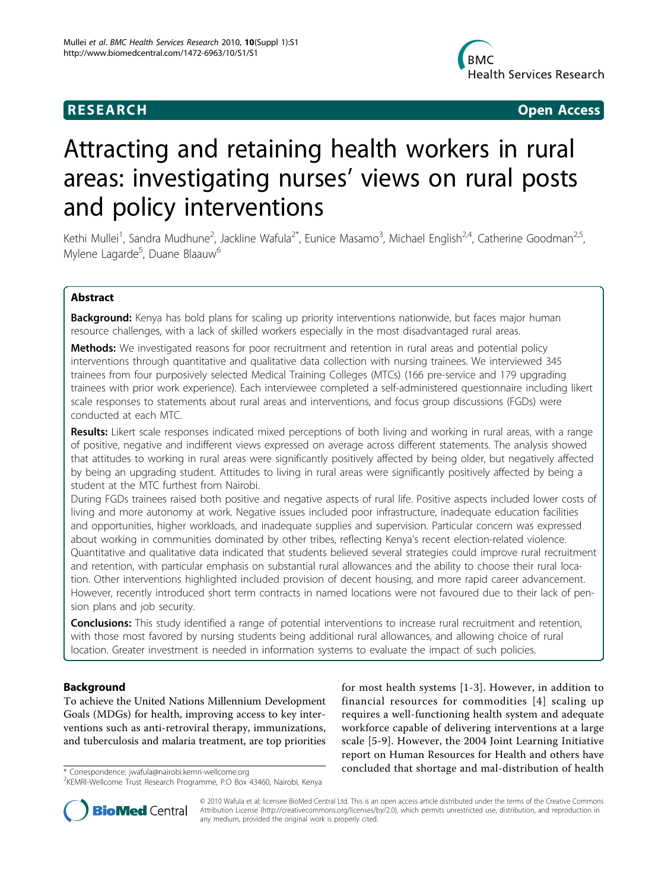**RESEARCH** **Open Access**

# Attracting and retaining health workers in rural areas: investigating nurses' views on rural posts and policy interventions

Kethi Mullei[1], Sandra Mudhune[2], Jackline Wafula[2*], Eunice Masamo[3], Michael English[2,4], Catherine Goodman[2,5], Mylene Lagarde[5], Duane Blaauw[6]

## Abstract

**Background:** Kenya has bold plans for scaling up priority interventions nationwide, but faces major human resource challenges, with a lack of skilled workers especially in the most disadvantaged rural areas.

**Methods:** We investigated reasons for poor recruitment and retention in rural areas and potential policy interventions through quantitative and qualitative data collection with nursing trainees. We interviewed 345 trainees from four purposively selected Medical Training Colleges (MTCs) (166 pre-service and 179 upgrading trainees with prior work experience). Each interviewee completed a self-administered questionnaire including likert scale responses to statements about rural areas and interventions, and focus group discussions (FGDs) were conducted at each MTC.

**Results:** Likert scale responses indicated mixed perceptions of both living and working in rural areas, with a range of positive, negative and indifferent views expressed on average across different statements. The analysis showed that attitudes to working in rural areas were significantly positively affected by being older, but negatively affected by being an upgrading student. Attitudes to living in rural areas were significantly positively affected by being a student at the MTC furthest from Nairobi.

During FGDs trainees raised both positive and negative aspects of rural life. Positive aspects included lower costs of living and more autonomy at work. Negative issues included poor infrastructure, inadequate education facilities and opportunities, higher workloads, and inadequate supplies and supervision. Particular concern was expressed about working in communities dominated by other tribes, reflecting Kenya's recent election-related violence. Quantitative and qualitative data indicated that students believed several strategies could improve rural recruitment and retention, with particular emphasis on substantial rural allowances and the ability to choose their rural location. Other interventions highlighted included provision of decent housing, and more rapid career advancement. However, recently introduced short term contracts in named locations were not favoured due to their lack of pension plans and job security.

**Conclusions:** This study identified a range of potential interventions to increase rural recruitment and retention, with those most favored by nursing students being additional rural allowances, and allowing choice of rural location. Greater investment is needed in information systems to evaluate the impact of such policies.

## Background

To achieve the United Nations Millennium Development Goals (MDGs) for health, improving access to key interventions such as anti-retroviral therapy, immunizations, and tuberculosis and malaria treatment, are top priorities for most health systems [1-3]. However, in addition to financial resources for commodities [4] scaling up requires a well-functioning health system and adequate workforce capable of delivering interventions at a large scale [5-9]. However, the 2004 Joint Learning Initiative report on Human Resources for Health and others have concluded that shortage and mal-distribution of health

\* Correspondence: jwafula@nairobi.kemri-wellcome.org
[2]KEMRI-Wellcome Trust Research Programme, P.O Box 43460, Nairobi, Kenya

© 2010 Wafula et al; licensee BioMed Central Ltd. This is an open access article distributed under the terms of the Creative Commons Attribution License (http://creativecommons.org/licenses/by/2.0), which permits unrestricted use, distribution, and reproduction in any medium, provided the original work is properly cited.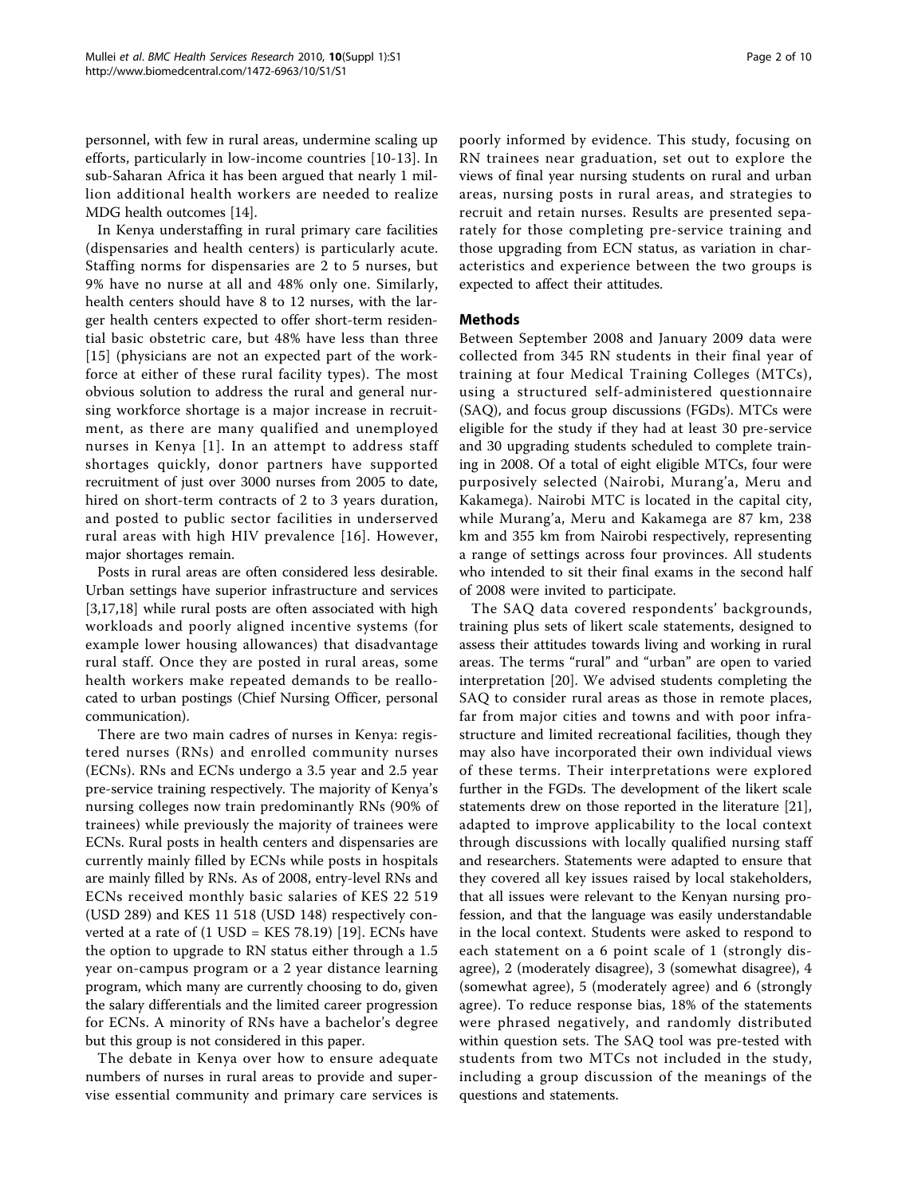personnel, with few in rural areas, undermine scaling up efforts, particularly in low-income countries [10-13]. In sub-Saharan Africa it has been argued that nearly 1 million additional health workers are needed to realize MDG health outcomes [14].

In Kenya understaffing in rural primary care facilities (dispensaries and health centers) is particularly acute. Staffing norms for dispensaries are 2 to 5 nurses, but 9% have no nurse at all and 48% only one. Similarly, health centers should have 8 to 12 nurses, with the larger health centers expected to offer short-term residential basic obstetric care, but 48% have less than three [15] (physicians are not an expected part of the workforce at either of these rural facility types). The most obvious solution to address the rural and general nursing workforce shortage is a major increase in recruitment, as there are many qualified and unemployed nurses in Kenya [1]. In an attempt to address staff shortages quickly, donor partners have supported recruitment of just over 3000 nurses from 2005 to date, hired on short-term contracts of 2 to 3 years duration, and posted to public sector facilities in underserved rural areas with high HIV prevalence [16]. However, major shortages remain.

Posts in rural areas are often considered less desirable. Urban settings have superior infrastructure and services [3,17,18] while rural posts are often associated with high workloads and poorly aligned incentive systems (for example lower housing allowances) that disadvantage rural staff. Once they are posted in rural areas, some health workers make repeated demands to be reallocated to urban postings (Chief Nursing Officer, personal communication).

There are two main cadres of nurses in Kenya: registered nurses (RNs) and enrolled community nurses (ECNs). RNs and ECNs undergo a 3.5 year and 2.5 year pre-service training respectively. The majority of Kenya's nursing colleges now train predominantly RNs (90% of trainees) while previously the majority of trainees were ECNs. Rural posts in health centers and dispensaries are currently mainly filled by ECNs while posts in hospitals are mainly filled by RNs. As of 2008, entry-level RNs and ECNs received monthly basic salaries of KES 22 519 (USD 289) and KES 11 518 (USD 148) respectively converted at a rate of (1 USD = KES 78.19) [19]. ECNs have the option to upgrade to RN status either through a 1.5 year on-campus program or a 2 year distance learning program, which many are currently choosing to do, given the salary differentials and the limited career progression for ECNs. A minority of RNs have a bachelor's degree but this group is not considered in this paper.

The debate in Kenya over how to ensure adequate numbers of nurses in rural areas to provide and supervise essential community and primary care services is poorly informed by evidence. This study, focusing on RN trainees near graduation, set out to explore the views of final year nursing students on rural and urban areas, nursing posts in rural areas, and strategies to recruit and retain nurses. Results are presented separately for those completing pre-service training and those upgrading from ECN status, as variation in characteristics and experience between the two groups is expected to affect their attitudes.

## Methods

Between September 2008 and January 2009 data were collected from 345 RN students in their final year of training at four Medical Training Colleges (MTCs), using a structured self-administered questionnaire (SAQ), and focus group discussions (FGDs). MTCs were eligible for the study if they had at least 30 pre-service and 30 upgrading students scheduled to complete training in 2008. Of a total of eight eligible MTCs, four were purposively selected (Nairobi, Murang'a, Meru and Kakamega). Nairobi MTC is located in the capital city, while Murang'a, Meru and Kakamega are 87 km, 238 km and 355 km from Nairobi respectively, representing a range of settings across four provinces. All students who intended to sit their final exams in the second half of 2008 were invited to participate.

The SAQ data covered respondents' backgrounds, training plus sets of likert scale statements, designed to assess their attitudes towards living and working in rural areas. The terms "rural" and "urban" are open to varied interpretation [20]. We advised students completing the SAQ to consider rural areas as those in remote places, far from major cities and towns and with poor infrastructure and limited recreational facilities, though they may also have incorporated their own individual views of these terms. Their interpretations were explored further in the FGDs. The development of the likert scale statements drew on those reported in the literature [21], adapted to improve applicability to the local context through discussions with locally qualified nursing staff and researchers. Statements were adapted to ensure that they covered all key issues raised by local stakeholders, that all issues were relevant to the Kenyan nursing profession, and that the language was easily understandable in the local context. Students were asked to respond to each statement on a 6 point scale of 1 (strongly disagree), 2 (moderately disagree), 3 (somewhat disagree), 4 (somewhat agree), 5 (moderately agree) and 6 (strongly agree). To reduce response bias, 18% of the statements were phrased negatively, and randomly distributed within question sets. The SAQ tool was pre-tested with students from two MTCs not included in the study, including a group discussion of the meanings of the questions and statements.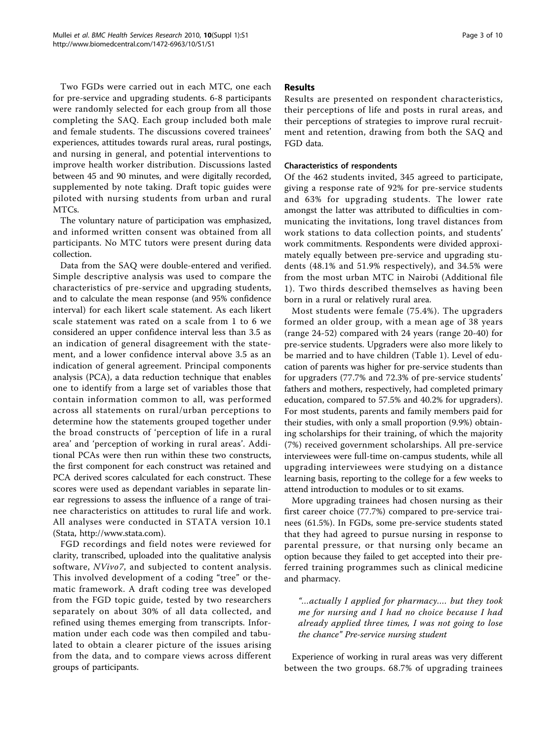Two FGDs were carried out in each MTC, one each for pre-service and upgrading students. 6-8 participants were randomly selected for each group from all those completing the SAQ. Each group included both male and female students. The discussions covered trainees' experiences, attitudes towards rural areas, rural postings, and nursing in general, and potential interventions to improve health worker distribution. Discussions lasted between 45 and 90 minutes, and were digitally recorded, supplemented by note taking. Draft topic guides were piloted with nursing students from urban and rural MTCs.

The voluntary nature of participation was emphasized, and informed written consent was obtained from all participants. No MTC tutors were present during data collection.

Data from the SAQ were double-entered and verified. Simple descriptive analysis was used to compare the characteristics of pre-service and upgrading students, and to calculate the mean response (and 95% confidence interval) for each likert scale statement. As each likert scale statement was rated on a scale from 1 to 6 we considered an upper confidence interval less than 3.5 as an indication of general disagreement with the statement, and a lower confidence interval above 3.5 as an indication of general agreement. Principal components analysis (PCA), a data reduction technique that enables one to identify from a large set of variables those that contain information common to all, was performed across all statements on rural/urban perceptions to determine how the statements grouped together under the broad constructs of 'perception of life in a rural area' and 'perception of working in rural areas'. Additional PCAs were then run within these two constructs, the first component for each construct was retained and PCA derived scores calculated for each construct. These scores were used as dependant variables in separate linear regressions to assess the influence of a range of trainee characteristics on attitudes to rural life and work. All analyses were conducted in STATA version 10.1 (Stata, http://www.stata.com).

FGD recordings and field notes were reviewed for clarity, transcribed, uploaded into the qualitative analysis software, *NVivo7*, and subjected to content analysis. This involved development of a coding "tree" or thematic framework. A draft coding tree was developed from the FGD topic guide, tested by two researchers separately on about 30% of all data collected, and refined using themes emerging from transcripts. Information under each code was then compiled and tabulated to obtain a clearer picture of the issues arising from the data, and to compare views across different groups of participants.

## Results

Results are presented on respondent characteristics, their perceptions of life and posts in rural areas, and their perceptions of strategies to improve rural recruitment and retention, drawing from both the SAQ and FGD data.

### Characteristics of respondents

Of the 462 students invited, 345 agreed to participate, giving a response rate of 92% for pre-service students and 63% for upgrading students. The lower rate amongst the latter was attributed to difficulties in communicating the invitations, long travel distances from work stations to data collection points, and students' work commitments. Respondents were divided approximately equally between pre-service and upgrading students (48.1% and 51.9% respectively), and 34.5% were from the most urban MTC in Nairobi (Additional file 1). Two thirds described themselves as having been born in a rural or relatively rural area.

Most students were female (75.4%). The upgraders formed an older group, with a mean age of 38 years (range 24-52) compared with 24 years (range 20-40) for pre-service students. Upgraders were also more likely to be married and to have children (Table 1). Level of education of parents was higher for pre-service students than for upgraders (77.7% and 72.3% of pre-service students' fathers and mothers, respectively, had completed primary education, compared to 57.5% and 40.2% for upgraders). For most students, parents and family members paid for their studies, with only a small proportion (9.9%) obtaining scholarships for their training, of which the majority (7%) received government scholarships. All pre-service interviewees were full-time on-campus students, while all upgrading interviewees were studying on a distance learning basis, reporting to the college for a few weeks to attend introduction to modules or to sit exams.

More upgrading trainees had chosen nursing as their first career choice (77.7%) compared to pre-service trainees (61.5%). In FGDs, some pre-service students stated that they had agreed to pursue nursing in response to parental pressure, or that nursing only became an option because they failed to get accepted into their preferred training programmes such as clinical medicine and pharmacy.

> *"...actually I applied for pharmacy.... but they took me for nursing and I had no choice because I had already applied three times, I was not going to lose the chance" Pre-service nursing student*

Experience of working in rural areas was very different between the two groups. 68.7% of upgrading trainees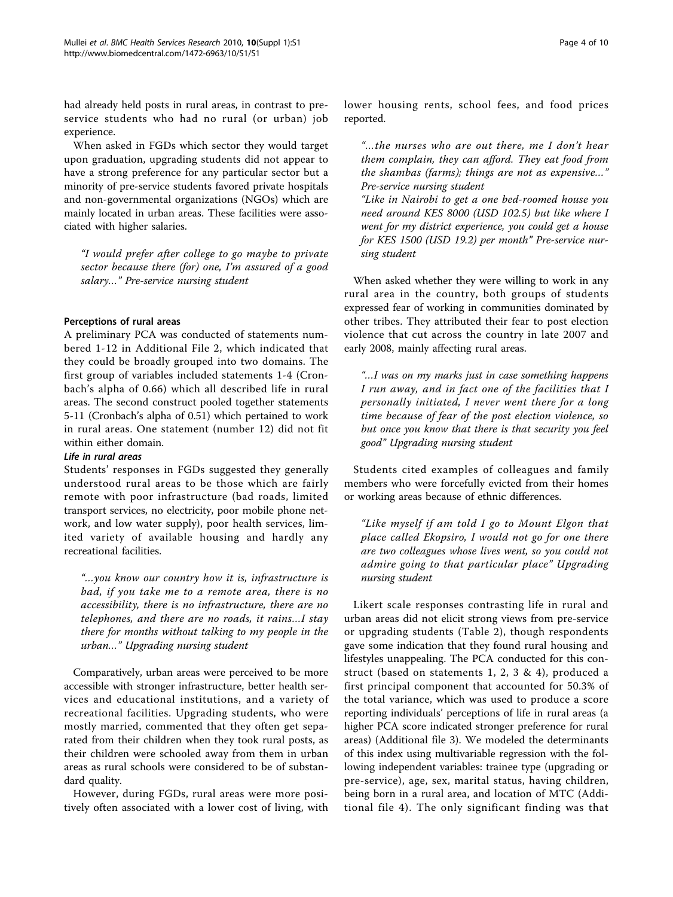had already held posts in rural areas, in contrast to pre-service students who had no rural (or urban) job experience.

When asked in FGDs which sector they would target upon graduation, upgrading students did not appear to have a strong preference for any particular sector but a minority of pre-service students favored private hospitals and non-governmental organizations (NGOs) which are mainly located in urban areas. These facilities were associated with higher salaries.

> *"I would prefer after college to go maybe to private sector because there (for) one, I'm assured of a good salary..." Pre-service nursing student*

#### Perceptions of rural areas

A preliminary PCA was conducted of statements numbered 1-12 in Additional File 2, which indicated that they could be broadly grouped into two domains. The first group of variables included statements 1-4 (Cronbach's alpha of 0.66) which all described life in rural areas. The second construct pooled together statements 5-11 (Cronbach's alpha of 0.51) which pertained to work in rural areas. One statement (number 12) did not fit within either domain.

##### *Life in rural areas*

Students' responses in FGDs suggested they generally understood rural areas to be those which are fairly remote with poor infrastructure (bad roads, limited transport services, no electricity, poor mobile phone network, and low water supply), poor health services, limited variety of available housing and hardly any recreational facilities.

> *"...you know our country how it is, infrastructure is bad, if you take me to a remote area, there is no accessibility, there is no infrastructure, there are no telephones, and there are no roads, it rains...I stay there for months without talking to my people in the urban..." Upgrading nursing student*

Comparatively, urban areas were perceived to be more accessible with stronger infrastructure, better health services and educational institutions, and a variety of recreational facilities. Upgrading students, who were mostly married, commented that they often get separated from their children when they took rural posts, as their children were schooled away from them in urban areas as rural schools were considered to be of substandard quality.

However, during FGDs, rural areas were more positively often associated with a lower cost of living, with lower housing rents, school fees, and food prices reported.

> *"...the nurses who are out there, me I don't hear them complain, they can afford. They eat food from the shambas (farms); things are not as expensive..." Pre-service nursing student*
>
> *"Like in Nairobi to get a one bed-roomed house you need around KES 8000 (USD 102.5) but like where I went for my district experience, you could get a house for KES 1500 (USD 19.2) per month" Pre-service nursing student*

When asked whether they were willing to work in any rural area in the country, both groups of students expressed fear of working in communities dominated by other tribes. They attributed their fear to post election violence that cut across the country in late 2007 and early 2008, mainly affecting rural areas.

> *"...I was on my marks just in case something happens I run away, and in fact one of the facilities that I personally initiated, I never went there for a long time because of fear of the post election violence, so but once you know that there is that security you feel good" Upgrading nursing student*

Students cited examples of colleagues and family members who were forcefully evicted from their homes or working areas because of ethnic differences.

> *"Like myself if am told I go to Mount Elgon that place called Ekopsiro, I would not go for one there are two colleagues whose lives went, so you could not admire going to that particular place" Upgrading nursing student*

Likert scale responses contrasting life in rural and urban areas did not elicit strong views from pre-service or upgrading students (Table 2), though respondents gave some indication that they found rural housing and lifestyles unappealing. The PCA conducted for this construct (based on statements 1, 2, 3 & 4), produced a first principal component that accounted for 50.3% of the total variance, which was used to produce a score reporting individuals' perceptions of life in rural areas (a higher PCA score indicated stronger preference for rural areas) (Additional file 3). We modeled the determinants of this index using multivariable regression with the following independent variables: trainee type (upgrading or pre-service), age, sex, marital status, having children, being born in a rural area, and location of MTC (Additional file 4). The only significant finding was that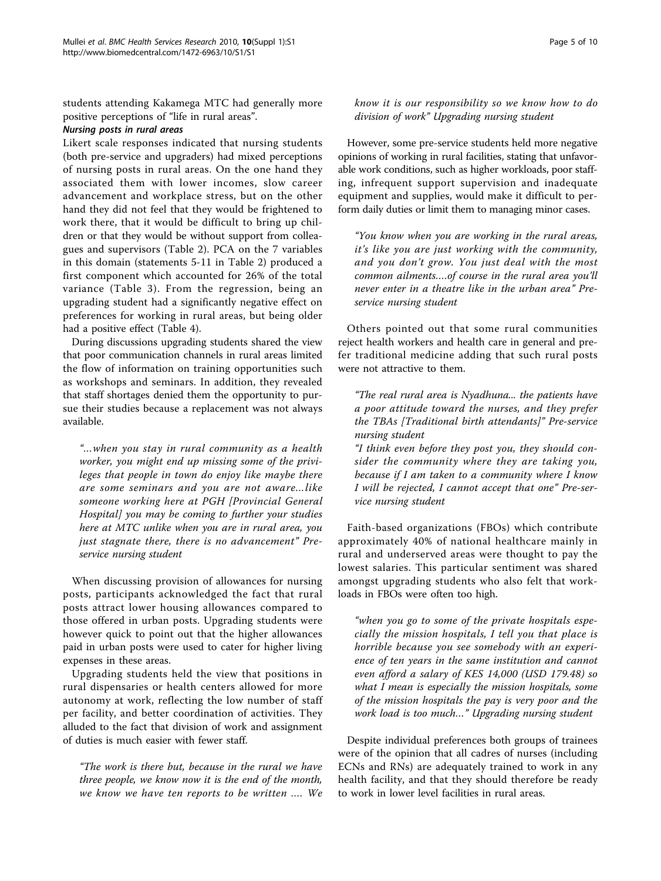students attending Kakamega MTC had generally more positive perceptions of "life in rural areas".

#### *Nursing posts in rural areas*

Likert scale responses indicated that nursing students (both pre-service and upgraders) had mixed perceptions of nursing posts in rural areas. On the one hand they associated them with lower incomes, slow career advancement and workplace stress, but on the other hand they did not feel that they would be frightened to work there, that it would be difficult to bring up children or that they would be without support from colleagues and supervisors (Table 2). PCA on the 7 variables in this domain (statements 5-11 in Table 2) produced a first component which accounted for 26% of the total variance (Table 3). From the regression, being an upgrading student had a significantly negative effect on preferences for working in rural areas, but being older had a positive effect (Table 4).

During discussions upgrading students shared the view that poor communication channels in rural areas limited the flow of information on training opportunities such as workshops and seminars. In addition, they revealed that staff shortages denied them the opportunity to pursue their studies because a replacement was not always available.

> *"...when you stay in rural community as a health worker, you might end up missing some of the privileges that people in town do enjoy like maybe there are some seminars and you are not aware...like someone working here at PGH [Provincial General Hospital] you may be coming to further your studies here at MTC unlike when you are in rural area, you just stagnate there, there is no advancement" Pre-service nursing student*

When discussing provision of allowances for nursing posts, participants acknowledged the fact that rural posts attract lower housing allowances compared to those offered in urban posts. Upgrading students were however quick to point out that the higher allowances paid in urban posts were used to cater for higher living expenses in these areas.

Upgrading students held the view that positions in rural dispensaries or health centers allowed for more autonomy at work, reflecting the low number of staff per facility, and better coordination of activities. They alluded to the fact that division of work and assignment of duties is much easier with fewer staff.

> *"The work is there but, because in the rural we have three people, we know now it is the end of the month, we know we have ten reports to be written .... We know it is our responsibility so we know how to do division of work" Upgrading nursing student*

However, some pre-service students held more negative opinions of working in rural facilities, stating that unfavorable work conditions, such as higher workloads, poor staffing, infrequent support supervision and inadequate equipment and supplies, would make it difficult to perform daily duties or limit them to managing minor cases.

> *"You know when you are working in the rural areas, it's like you are just working with the community, and you don't grow. You just deal with the most common ailments....of course in the rural area you'll never enter in a theatre like in the urban area" Pre-service nursing student*

Others pointed out that some rural communities reject health workers and health care in general and prefer traditional medicine adding that such rural posts were not attractive to them.

> *"The real rural area is Nyadhuna... the patients have a poor attitude toward the nurses, and they prefer the TBAs [Traditional birth attendants]" Pre-service nursing student*
>
> *"I think even before they post you, they should consider the community where they are taking you, because if I am taken to a community where I know I will be rejected, I cannot accept that one" Pre-service nursing student*

Faith-based organizations (FBOs) which contribute approximately 40% of national healthcare mainly in rural and underserved areas were thought to pay the lowest salaries. This particular sentiment was shared amongst upgrading students who also felt that workloads in FBOs were often too high.

> *"when you go to some of the private hospitals especially the mission hospitals, I tell you that place is horrible because you see somebody with an experience of ten years in the same institution and cannot even afford a salary of KES 14,000 (USD 179.48) so what I mean is especially the mission hospitals, some of the mission hospitals the pay is very poor and the work load is too much..." Upgrading nursing student*

Despite individual preferences both groups of trainees were of the opinion that all cadres of nurses (including ECNs and RNs) are adequately trained to work in any health facility, and that they should therefore be ready to work in lower level facilities in rural areas.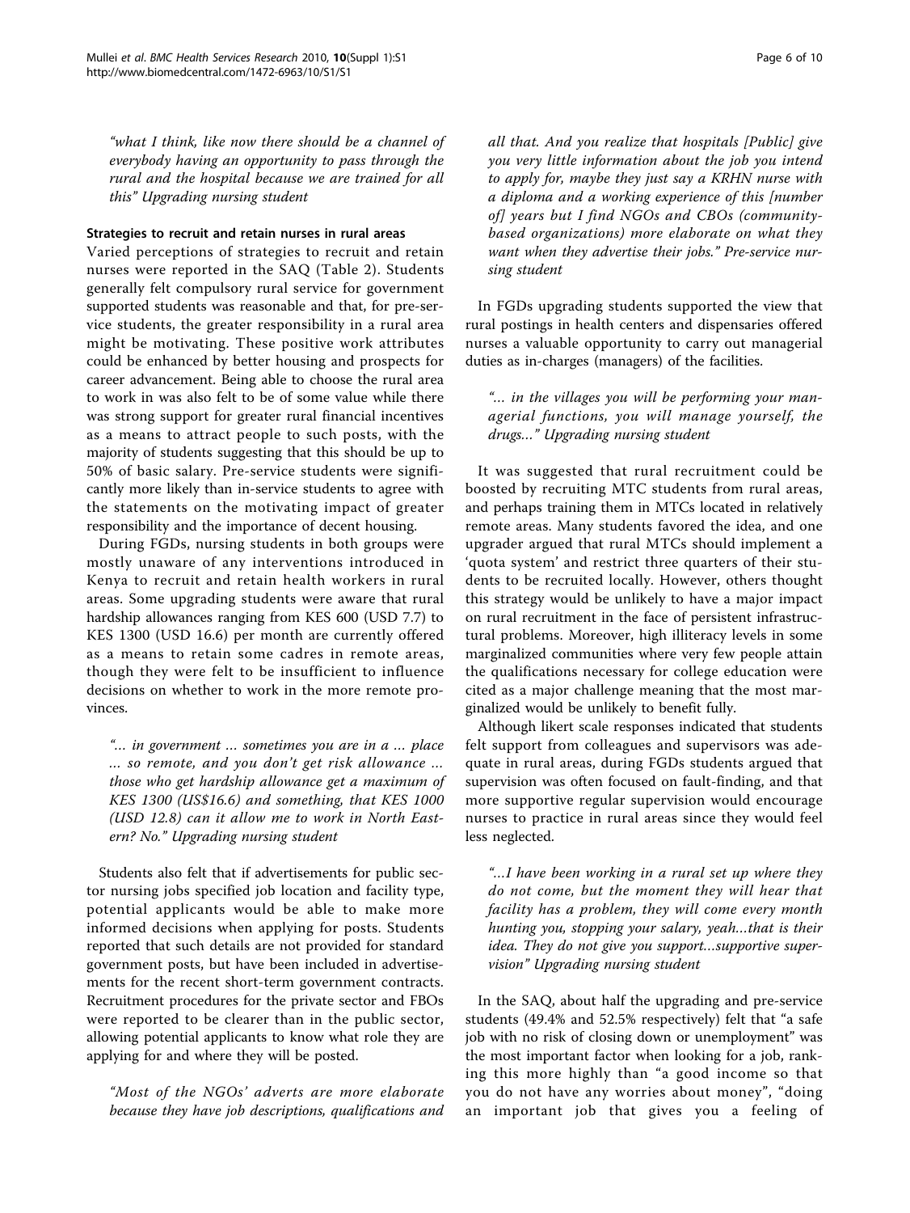"what I think, like now there should be a channel of everybody having an opportunity to pass through the rural and the hospital because we are trained for all this" Upgrading nursing student

#### Strategies to recruit and retain nurses in rural areas

Varied perceptions of strategies to recruit and retain nurses were reported in the SAQ (Table 2). Students generally felt compulsory rural service for government supported students was reasonable and that, for pre-service students, the greater responsibility in a rural area might be motivating. These positive work attributes could be enhanced by better housing and prospects for career advancement. Being able to choose the rural area to work in was also felt to be of some value while there was strong support for greater rural financial incentives as a means to attract people to such posts, with the majority of students suggesting that this should be up to 50% of basic salary. Pre-service students were significantly more likely than in-service students to agree with the statements on the motivating impact of greater responsibility and the importance of decent housing.

During FGDs, nursing students in both groups were mostly unaware of any interventions introduced in Kenya to recruit and retain health workers in rural areas. Some upgrading students were aware that rural hardship allowances ranging from KES 600 (USD 7.7) to KES 1300 (USD 16.6) per month are currently offered as a means to retain some cadres in remote areas, though they were felt to be insufficient to influence decisions on whether to work in the more remote provinces.

"... in government ... sometimes you are in a ... place ... so remote, and you don't get risk allowance ... those who get hardship allowance get a maximum of KES 1300 (US$16.6) and something, that KES 1000 (USD 12.8) can it allow me to work in North Eastern? No." Upgrading nursing student

Students also felt that if advertisements for public sector nursing jobs specified job location and facility type, potential applicants would be able to make more informed decisions when applying for posts. Students reported that such details are not provided for standard government posts, but have been included in advertisements for the recent short-term government contracts. Recruitment procedures for the private sector and FBOs were reported to be clearer than in the public sector, allowing potential applicants to know what role they are applying for and where they will be posted.

"Most of the NGOs' adverts are more elaborate because they have job descriptions, qualifications and all that. And you realize that hospitals [Public] give you very little information about the job you intend to apply for, maybe they just say a KRHN nurse with a diploma and a working experience of this [number of] years but I find NGOs and CBOs (community-based organizations) more elaborate on what they want when they advertise their jobs." Pre-service nursing student

In FGDs upgrading students supported the view that rural postings in health centers and dispensaries offered nurses a valuable opportunity to carry out managerial duties as in-charges (managers) of the facilities.

"... in the villages you will be performing your managerial functions, you will manage yourself, the drugs..." Upgrading nursing student

It was suggested that rural recruitment could be boosted by recruiting MTC students from rural areas, and perhaps training them in MTCs located in relatively remote areas. Many students favored the idea, and one upgrader argued that rural MTCs should implement a 'quota system' and restrict three quarters of their students to be recruited locally. However, others thought this strategy would be unlikely to have a major impact on rural recruitment in the face of persistent infrastructural problems. Moreover, high illiteracy levels in some marginalized communities where very few people attain the qualifications necessary for college education were cited as a major challenge meaning that the most marginalized would be unlikely to benefit fully.

Although likert scale responses indicated that students felt support from colleagues and supervisors was adequate in rural areas, during FGDs students argued that supervision was often focused on fault-finding, and that more supportive regular supervision would encourage nurses to practice in rural areas since they would feel less neglected.

"...I have been working in a rural set up where they do not come, but the moment they will hear that facility has a problem, they will come every month hunting you, stopping your salary, yeah...that is their idea. They do not give you support...supportive supervision" Upgrading nursing student

In the SAQ, about half the upgrading and pre-service students (49.4% and 52.5% respectively) felt that "a safe job with no risk of closing down or unemployment" was the most important factor when looking for a job, ranking this more highly than "a good income so that you do not have any worries about money", "doing an important job that gives you a feeling of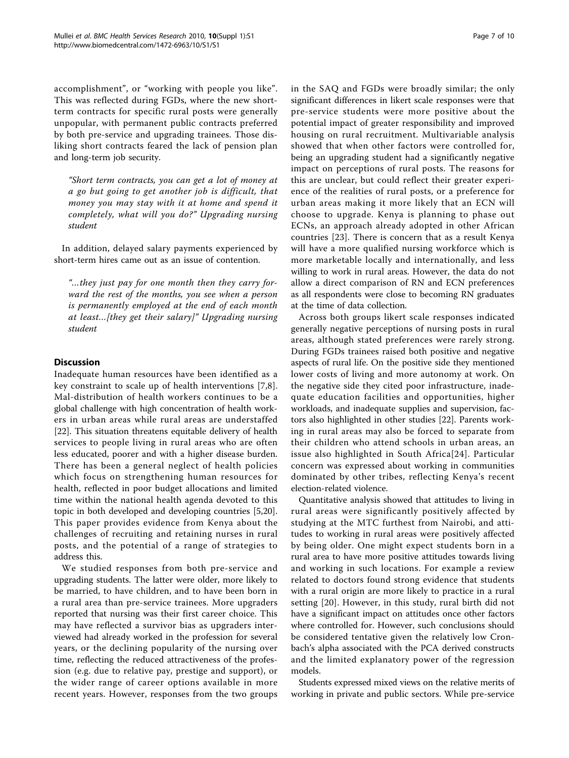accomplishment", or "working with people you like". This was reflected during FGDs, where the new short-term contracts for specific rural posts were generally unpopular, with permanent public contracts preferred by both pre-service and upgrading trainees. Those disliking short contracts feared the lack of pension plan and long-term job security.

> *"Short term contracts, you can get a lot of money at a go but going to get another job is difficult, that money you may stay with it at home and spend it completely, what will you do?" Upgrading nursing student*

In addition, delayed salary payments experienced by short-term hires came out as an issue of contention.

> *"...they just pay for one month then they carry forward the rest of the months, you see when a person is permanently employed at the end of each month at least...[they get their salary]" Upgrading nursing student*

## Discussion

Inadequate human resources have been identified as a key constraint to scale up of health interventions [7,8]. Mal-distribution of health workers continues to be a global challenge with high concentration of health workers in urban areas while rural areas are understaffed [22]. This situation threatens equitable delivery of health services to people living in rural areas who are often less educated, poorer and with a higher disease burden. There has been a general neglect of health policies which focus on strengthening human resources for health, reflected in poor budget allocations and limited time within the national health agenda devoted to this topic in both developed and developing countries [5,20]. This paper provides evidence from Kenya about the challenges of recruiting and retaining nurses in rural posts, and the potential of a range of strategies to address this.

We studied responses from both pre-service and upgrading students. The latter were older, more likely to be married, to have children, and to have been born in a rural area than pre-service trainees. More upgraders reported that nursing was their first career choice. This may have reflected a survivor bias as upgraders interviewed had already worked in the profession for several years, or the declining popularity of the nursing over time, reflecting the reduced attractiveness of the profession (e.g. due to relative pay, prestige and support), or the wider range of career options available in more recent years. However, responses from the two groups in the SAQ and FGDs were broadly similar; the only significant differences in likert scale responses were that pre-service students were more positive about the potential impact of greater responsibility and improved housing on rural recruitment. Multivariable analysis showed that when other factors were controlled for, being an upgrading student had a significantly negative impact on perceptions of rural posts. The reasons for this are unclear, but could reflect their greater experience of the realities of rural posts, or a preference for urban areas making it more likely that an ECN will choose to upgrade. Kenya is planning to phase out ECNs, an approach already adopted in other African countries [23]. There is concern that as a result Kenya will have a more qualified nursing workforce which is more marketable locally and internationally, and less willing to work in rural areas. However, the data do not allow a direct comparison of RN and ECN preferences as all respondents were close to becoming RN graduates at the time of data collection.

Across both groups likert scale responses indicated generally negative perceptions of nursing posts in rural areas, although stated preferences were rarely strong. During FGDs trainees raised both positive and negative aspects of rural life. On the positive side they mentioned lower costs of living and more autonomy at work. On the negative side they cited poor infrastructure, inadequate education facilities and opportunities, higher workloads, and inadequate supplies and supervision, factors also highlighted in other studies [22]. Parents working in rural areas may also be forced to separate from their children who attend schools in urban areas, an issue also highlighted in South Africa[24]. Particular concern was expressed about working in communities dominated by other tribes, reflecting Kenya's recent election-related violence.

Quantitative analysis showed that attitudes to living in rural areas were significantly positively affected by studying at the MTC furthest from Nairobi, and attitudes to working in rural areas were positively affected by being older. One might expect students born in a rural area to have more positive attitudes towards living and working in such locations. For example a review related to doctors found strong evidence that students with a rural origin are more likely to practice in a rural setting [20]. However, in this study, rural birth did not have a significant impact on attitudes once other factors where controlled for. However, such conclusions should be considered tentative given the relatively low Cronbach's alpha associated with the PCA derived constructs and the limited explanatory power of the regression models.

Students expressed mixed views on the relative merits of working in private and public sectors. While pre-service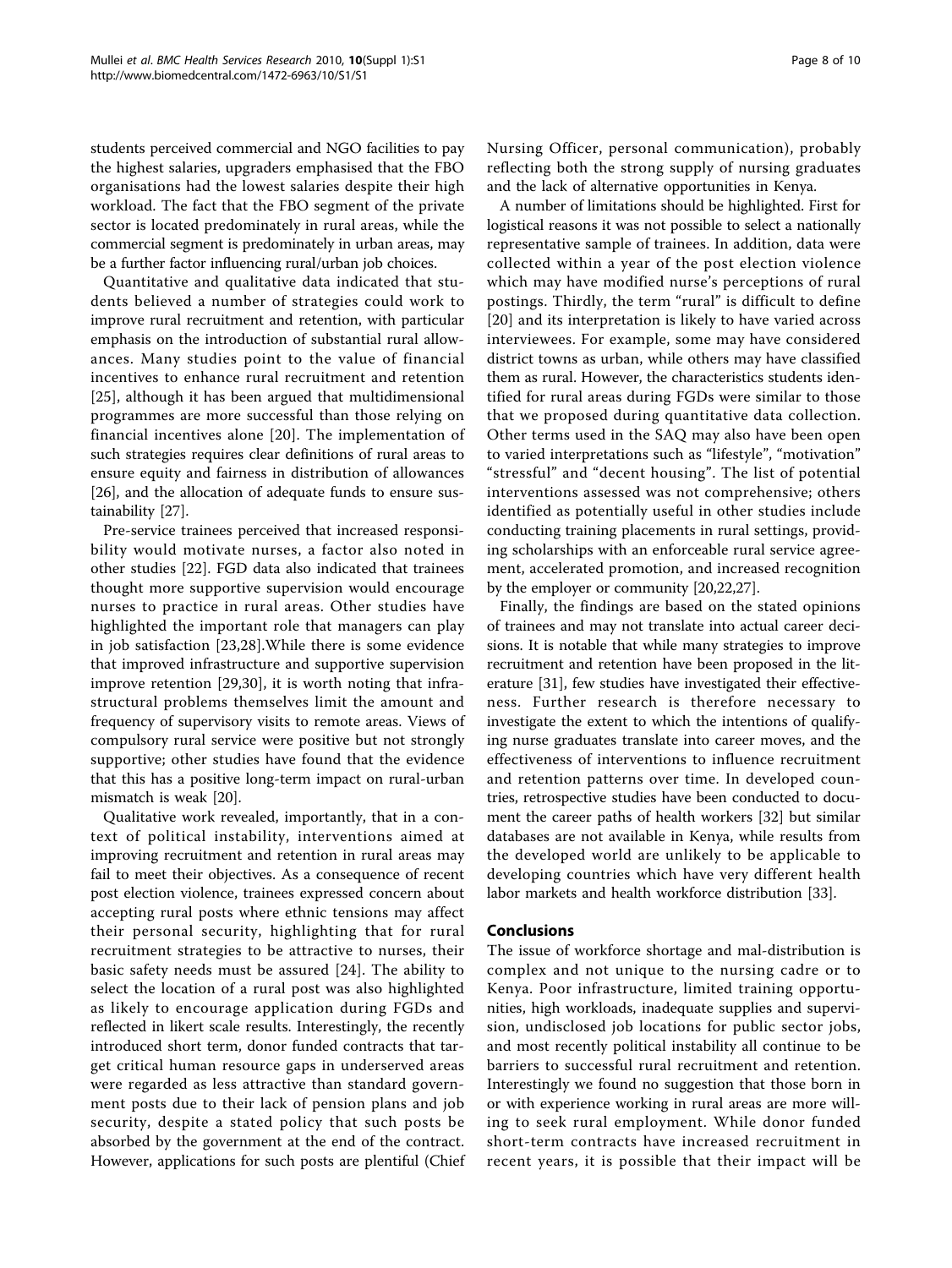students perceived commercial and NGO facilities to pay the highest salaries, upgraders emphasised that the FBO organisations had the lowest salaries despite their high workload. The fact that the FBO segment of the private sector is located predominately in rural areas, while the commercial segment is predominately in urban areas, may be a further factor influencing rural/urban job choices.

Quantitative and qualitative data indicated that students believed a number of strategies could work to improve rural recruitment and retention, with particular emphasis on the introduction of substantial rural allowances. Many studies point to the value of financial incentives to enhance rural recruitment and retention [25], although it has been argued that multidimensional programmes are more successful than those relying on financial incentives alone [20]. The implementation of such strategies requires clear definitions of rural areas to ensure equity and fairness in distribution of allowances [26], and the allocation of adequate funds to ensure sustainability [27].

Pre-service trainees perceived that increased responsibility would motivate nurses, a factor also noted in other studies [22]. FGD data also indicated that trainees thought more supportive supervision would encourage nurses to practice in rural areas. Other studies have highlighted the important role that managers can play in job satisfaction [23,28].While there is some evidence that improved infrastructure and supportive supervision improve retention [29,30], it is worth noting that infrastructural problems themselves limit the amount and frequency of supervisory visits to remote areas. Views of compulsory rural service were positive but not strongly supportive; other studies have found that the evidence that this has a positive long-term impact on rural-urban mismatch is weak [20].

Qualitative work revealed, importantly, that in a context of political instability, interventions aimed at improving recruitment and retention in rural areas may fail to meet their objectives. As a consequence of recent post election violence, trainees expressed concern about accepting rural posts where ethnic tensions may affect their personal security, highlighting that for rural recruitment strategies to be attractive to nurses, their basic safety needs must be assured [24]. The ability to select the location of a rural post was also highlighted as likely to encourage application during FGDs and reflected in likert scale results. Interestingly, the recently introduced short term, donor funded contracts that target critical human resource gaps in underserved areas were regarded as less attractive than standard government posts due to their lack of pension plans and job security, despite a stated policy that such posts be absorbed by the government at the end of the contract. However, applications for such posts are plentiful (Chief Nursing Officer, personal communication), probably reflecting both the strong supply of nursing graduates and the lack of alternative opportunities in Kenya.

A number of limitations should be highlighted. First for logistical reasons it was not possible to select a nationally representative sample of trainees. In addition, data were collected within a year of the post election violence which may have modified nurse's perceptions of rural postings. Thirdly, the term "rural" is difficult to define [20] and its interpretation is likely to have varied across interviewees. For example, some may have considered district towns as urban, while others may have classified them as rural. However, the characteristics students identified for rural areas during FGDs were similar to those that we proposed during quantitative data collection. Other terms used in the SAQ may also have been open to varied interpretations such as "lifestyle", "motivation" "stressful" and "decent housing". The list of potential interventions assessed was not comprehensive; others identified as potentially useful in other studies include conducting training placements in rural settings, providing scholarships with an enforceable rural service agreement, accelerated promotion, and increased recognition by the employer or community [20,22,27].

Finally, the findings are based on the stated opinions of trainees and may not translate into actual career decisions. It is notable that while many strategies to improve recruitment and retention have been proposed in the literature [31], few studies have investigated their effectiveness. Further research is therefore necessary to investigate the extent to which the intentions of qualifying nurse graduates translate into career moves, and the effectiveness of interventions to influence recruitment and retention patterns over time. In developed countries, retrospective studies have been conducted to document the career paths of health workers [32] but similar databases are not available in Kenya, while results from the developed world are unlikely to be applicable to developing countries which have very different health labor markets and health workforce distribution [33].

## Conclusions

The issue of workforce shortage and mal-distribution is complex and not unique to the nursing cadre or to Kenya. Poor infrastructure, limited training opportunities, high workloads, inadequate supplies and supervision, undisclosed job locations for public sector jobs, and most recently political instability all continue to be barriers to successful rural recruitment and retention. Interestingly we found no suggestion that those born in or with experience working in rural areas are more willing to seek rural employment. While donor funded short-term contracts have increased recruitment in recent years, it is possible that their impact will be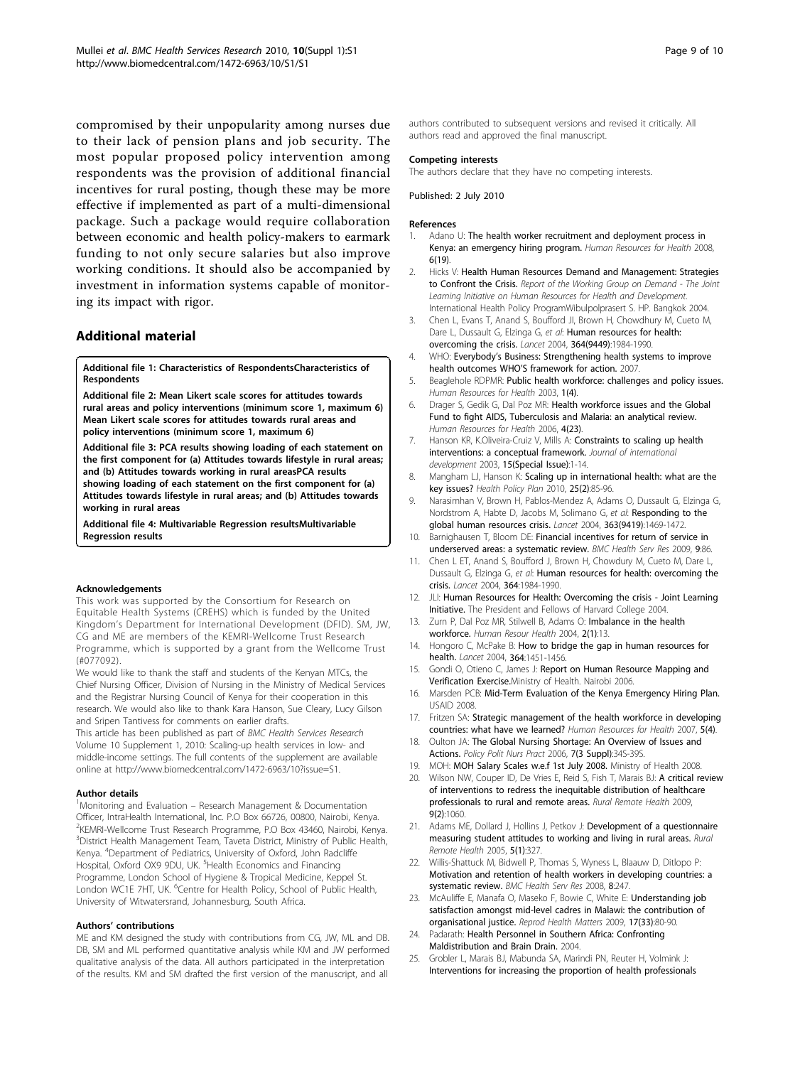compromised by their unpopularity among nurses due to their lack of pension plans and job security. The most popular proposed policy intervention among respondents was the provision of additional financial incentives for rural posting, though these may be more effective if implemented as part of a multi-dimensional package. Such a package would require collaboration between economic and health policy-makers to earmark funding to not only secure salaries but also improve working conditions. It should also be accompanied by investment in information systems capable of monitoring its impact with rigor.

## Additional material

**Additional file 1: Characteristics of RespondentsCharacteristics of Respondents**

**Additional file 2: Mean Likert scale scores for attitudes towards rural areas and policy interventions (minimum score 1, maximum 6) Mean Likert scale scores for attitudes towards rural areas and policy interventions (minimum score 1, maximum 6)**

**Additional file 3: PCA results showing loading of each statement on the first component for (a) Attitudes towards lifestyle in rural areas; and (b) Attitudes towards working in rural areasPCA results showing loading of each statement on the first component for (a) Attitudes towards lifestyle in rural areas; and (b) Attitudes towards working in rural areas**

**Additional file 4: Multivariable Regression resultsMultivariable Regression results**

#### Acknowledgements

This work was supported by the Consortium for Research on Equitable Health Systems (CREHS) which is funded by the United Kingdom's Department for International Development (DFID). SM, JW, CG and ME are members of the KEMRI-Wellcome Trust Research Programme, which is supported by a grant from the Wellcome Trust (#077092).

We would like to thank the staff and students of the Kenyan MTCs, the Chief Nursing Officer, Division of Nursing in the Ministry of Medical Services and the Registrar Nursing Council of Kenya for their cooperation in this research. We would also like to thank Kara Hanson, Sue Cleary, Lucy Gilson and Sripen Tantivess for comments on earlier drafts.

This article has been published as part of *BMC Health Services Research* Volume 10 Supplement 1, 2010: Scaling-up health services in low- and middle-income settings. The full contents of the supplement are available online at http://www.biomedcentral.com/1472-6963/10?issue=S1.

#### Author details

[1]Monitoring and Evaluation – Research Management & Documentation Officer, IntraHealth International, Inc. P.O Box 66726, 00800, Nairobi, Kenya. [2]KEMRI-Wellcome Trust Research Programme, P.O Box 43460, Nairobi, Kenya. [3]District Health Management Team, Taveta District, Ministry of Public Health, Kenya. [4]Department of Pediatrics, University of Oxford, John Radcliffe Hospital, Oxford OX9 9DU, UK. [5]Health Economics and Financing Programme, London School of Hygiene & Tropical Medicine, Keppel St. London WC1E 7HT, UK. [6]Centre for Health Policy, School of Public Health, University of Witwatersrand, Johannesburg, South Africa.

#### Authors' contributions

ME and KM designed the study with contributions from CG, JW, ML and DB. DB, SM and ML performed quantitative analysis while KM and JW performed qualitative analysis of the data. All authors participated in the interpretation of the results. KM and SM drafted the first version of the manuscript, and all authors contributed to subsequent versions and revised it critically. All authors read and approved the final manuscript.

#### Competing interests

The authors declare that they have no competing interests.

Published: 2 July 2010

#### References

1. Adano U: **The health worker recruitment and deployment process in Kenya: an emergency hiring program.** *Human Resources for Health* 2008, **6**(19).
2. Hicks V: **Health Human Resources Demand and Management: Strategies to Confront the Crisis.** *Report of the Working Group on Demand - The Joint Learning Initiative on Human Resources for Health and Development.* International Health Policy ProgramWibulpolprasert S. HP. Bangkok 2004.
3. Chen L, Evans T, Anand S, Boufford JI, Brown H, Chowdhury M, Cueto M, Dare L, Dussault G, Elzinga G, *et al*: **Human resources for health: overcoming the crisis.** *Lancet* 2004, **364(9449)**:1984-1990.
4. WHO: **Everybody's Business: Strengthening health systems to improve health outcomes WHO'S framework for action.** 2007.
5. Beaglehole RDPMR: **Public health workforce: challenges and policy issues.** *Human Resources for Health* 2003, **1(4)**.
6. Drager S, Gedik G, Dal Poz MR: **Health workforce issues and the Global Fund to fight AIDS, Tuberculosis and Malaria: an analytical review.** *Human Resources for Health* 2006, **4(23)**.
7. Hanson KR, K.Oliveira-Cruiz V, Mills A: **Constraints to scaling up health interventions: a conceptual framework.** *Journal of international development* 2003, **15(Special Issue)**:1-14.
8. Mangham LJ, Hanson K: **Scaling up in international health: what are the key issues?** *Health Policy Plan* 2010, **25(2)**:85-96.
9. Narasimhan V, Brown H, Pablos-Mendez A, Adams O, Dussault G, Elzinga G, Nordstrom A, Habte D, Jacobs M, Solimano G, *et al*: **Responding to the global human resources crisis.** *Lancet* 2004, **363(9419)**:1469-1472.
10. Barnighausen T, Bloom DE: **Financial incentives for return of service in underserved areas: a systematic review.** *BMC Health Serv Res* 2009, **9**:86.
11. Chen L ET, Anand S, Boufford J, Brown H, Chowdhury M, Cueto M, Dare L, Dussault G, Elzinga G, *et al*: **Human resources for health: overcoming the crisis.** *Lancet* 2004, **364**:1984-1990.
12. JLI: **Human Resources for Health: Overcoming the crisis - Joint Learning Initiative.** The President and Fellows of Harvard College 2004.
13. Zurn P, Dal Poz MR, Stilwell B, Adams O: **Imbalance in the health workforce.** *Human Resour Health* 2004, **2(1)**:13.
14. Hongoro C, McPake B: **How to bridge the gap in human resources for health.** *Lancet* 2004, **364**:1451-1456.
15. Gondi O, Otieno C, James J: **Report on Human Resource Mapping and Verification Exercise.**Ministry of Health. Nairobi 2006.
16. Marsden PCB: **Mid-Term Evaluation of the Kenya Emergency Hiring Plan.** USAID 2008.
17. Fritzen SA: **Strategic management of the health workforce in developing countries: what have we learned?** *Human Resources for Health* 2007, **5(4)**.
18. Oulton JA: **The Global Nursing Shortage: An Overview of Issues and Actions.** *Policy Polit Nurs Pract* 2006, **7(3 Suppl)**:34S-39S.
19. MOH: **MOH Salary Scales w.e.f 1st July 2008.** Ministry of Health 2008.
20. Wilson NW, Couper ID, De Vries E, Reid S, Fish T, Marais BJ: **A critical review of interventions to redress the inequitable distribution of healthcare professionals to rural and remote areas.** *Rural Remote Health* 2009, **9(2)**:1060.
21. Adams ME, Dollard J, Hollins J, Petkov J: **Development of a questionnaire measuring student attitudes to working and living in rural areas.** *Rural Remote Health* 2005, **5(1)**:327.
22. Willis-Shattuck M, Bidwell P, Thomas S, Wyness L, Blaauw D, Ditlopo P: **Motivation and retention of health workers in developing countries: a systematic review.** *BMC Health Serv Res* 2008, **8**:247.
23. McAuliffe E, Manafa O, Maseko F, Bowie C, White E: **Understanding job satisfaction amongst mid-level cadres in Malawi: the contribution of organisational justice.** *Reprod Health Matters* 2009, **17(33)**:80-90.
24. Padarath: **Health Personnel in Southern Africa: Confronting Maldistribution and Brain Drain.** 2004.
25. Grobler L, Marais BJ, Mabunda SA, Marindi PN, Reuter H, Volmink J: **Interventions for increasing the proportion of health professionals**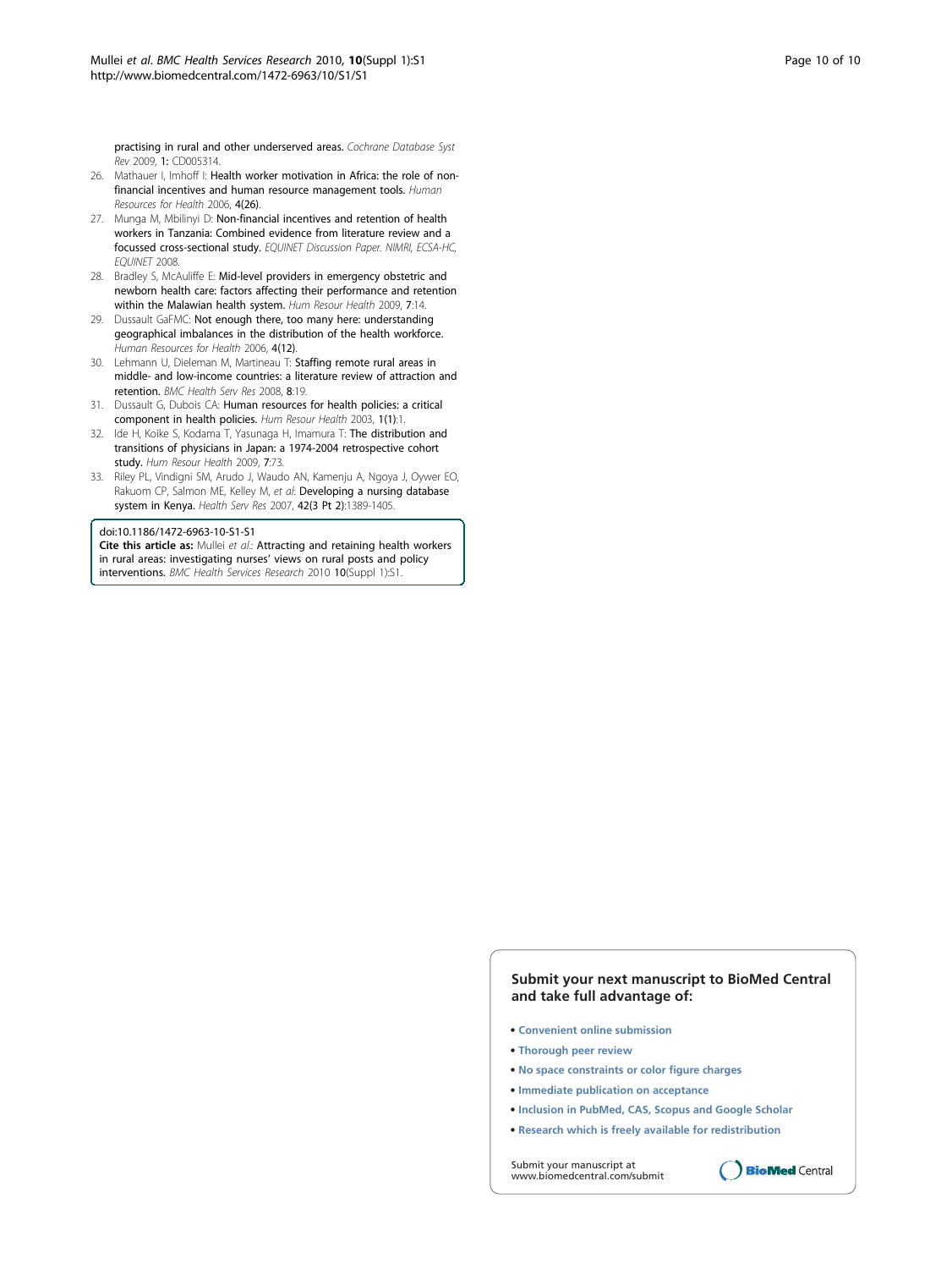practising in rural and other underserved areas. *Cochrane Database Syst Rev* 2009, **1:** CD005314.

26. Mathauer I, Imhoff I: **Health worker motivation in Africa: the role of non-financial incentives and human resource management tools.** *Human Resources for Health* 2006, **4(26)**.
27. Munga M, Mbilinyi D: **Non-financial incentives and retention of health workers in Tanzania: Combined evidence from literature review and a focussed cross-sectional study.** *EQUINET Discussion Paper. NIMRI, ECSA-HC, EQUINET* 2008.
28. Bradley S, McAuliffe E: **Mid-level providers in emergency obstetric and newborn health care: factors affecting their performance and retention within the Malawian health system.** *Hum Resour Health* 2009, **7**:14.
29. Dussault GaFMC: **Not enough there, too many here: understanding geographical imbalances in the distribution of the health workforce.** *Human Resources for Health* 2006, **4(12)**.
30. Lehmann U, Dieleman M, Martineau T: **Staffing remote rural areas in middle- and low-income countries: a literature review of attraction and retention.** *BMC Health Serv Res* 2008, **8**:19.
31. Dussault G, Dubois CA: **Human resources for health policies: a critical component in health policies.** *Hum Resour Health* 2003, **1(1)**:1.
32. Ide H, Koike S, Kodama T, Yasunaga H, Imamura T: **The distribution and transitions of physicians in Japan: a 1974-2004 retrospective cohort study.** *Hum Resour Health* 2009, **7**:73.
33. Riley PL, Vindigni SM, Arudo J, Waudo AN, Kamenju A, Ngoya J, Oywer EO, Rakuom CP, Salmon ME, Kelley M, *et al*: **Developing a nursing database system in Kenya.** *Health Serv Res* 2007, **42(3 Pt 2)**:1389-1405.

doi:10.1186/1472-6963-10-S1-S1
**Cite this article as:** Mullei *et al.*: Attracting and retaining health workers in rural areas: investigating nurses' views on rural posts and policy interventions. *BMC Health Services Research* 2010 **10**(Suppl 1):S1.

**Submit your next manuscript to BioMed Central and take full advantage of:**

- Convenient online submission
- Thorough peer review
- No space constraints or color figure charges
- Immediate publication on acceptance
- Inclusion in PubMed, CAS, Scopus and Google Scholar
- Research which is freely available for redistribution

Submit your manuscript at www.biomedcentral.com/submit

BioMed Central